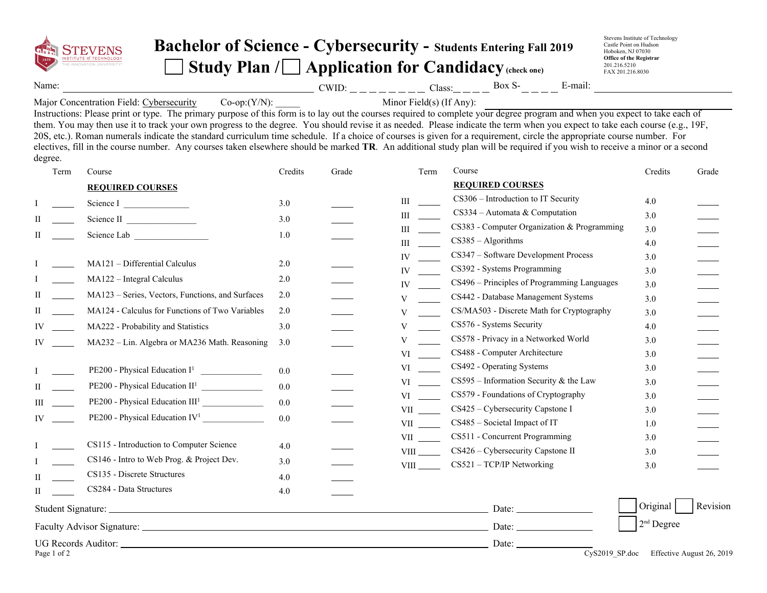Stevens Institute of Technology
Castle Point on Hudson
Hoboken, NJ 07030
**Office of the Registrar**
201.216.5210
FAX 201.216.8030

# Bachelor of Science - Cybersecurity - Students Entering Fall 2019

## ☐ Study Plan / ☐ Application for Candidacy (check one)

Name: ______________________ CWID: _ _ _ _ _ _ _ _ Class: _ _ _ _ Box S- _ _ _ _ E-mail: ______________________

Major Concentration Field: Cybersecurity Co-op:(Y/N): _____ Minor Field(s) (If Any): ______________________

Instructions: Please print or type. The primary purpose of this form is to lay out the courses required to complete your degree program and when you expect to take each of them. You may then use it to track your own progress to the degree. You should revise it as needed. Please indicate the term when you expect to take each course (e.g., 19F, 20S, etc.). Roman numerals indicate the standard curriculum time schedule. If a choice of courses is given for a requirement, circle the appropriate course number. For electives, fill in the course number. Any courses taken elsewhere should be marked **TR**. An additional study plan will be required if you wish to receive a minor or a second degree.

| | Term | Course | Credits | Grade |
|---|---|---|---|---|
| | | **REQUIRED COURSES** | | |
| I | _____ | Science I ______________ | 3.0 | _____ |
| II | _____ | Science II ______________ | 3.0 | _____ |
| II | _____ | Science Lab ______________ | 1.0 | _____ |
| I | _____ | MA121 – Differential Calculus | 2.0 | _____ |
| I | _____ | MA122 – Integral Calculus | 2.0 | _____ |
| II | _____ | MA123 – Series, Vectors, Functions, and Surfaces | 2.0 | _____ |
| II | _____ | MA124 - Calculus for Functions of Two Variables | 2.0 | _____ |
| IV | _____ | MA222 - Probability and Statistics | 3.0 | _____ |
| IV | _____ | MA232 – Lin. Algebra or MA236 Math. Reasoning | 3.0 | _____ |
| I | _____ | PE200 - Physical Education I[1] ______________ | 0.0 | _____ |
| II | _____ | PE200 - Physical Education II[1] ______________ | 0.0 | _____ |
| III | _____ | PE200 - Physical Education III[1] ______________ | 0.0 | _____ |
| IV | _____ | PE200 - Physical Education IV[1] ______________ | 0.0 | _____ |
| I | _____ | CS115 - Introduction to Computer Science | 4.0 | _____ |
| I | _____ | CS146 - Intro to Web Prog. & Project Dev. | 3.0 | _____ |
| II | _____ | CS135 - Discrete Structures | 4.0 | _____ |
| II | _____ | CS284 - Data Structures | 4.0 | _____ |

| | Term | Course | Credits | Grade |
|---|---|---|---|---|
| | | **REQUIRED COURSES** | | |
| III | _____ | CS306 – Introduction to IT Security | 4.0 | _____ |
| III | _____ | CS334 – Automata & Computation | 3.0 | _____ |
| III | _____ | CS383 - Computer Organization & Programming | 3.0 | _____ |
| III | _____ | CS385 – Algorithms | 4.0 | _____ |
| IV | _____ | CS347 – Software Development Process | 3.0 | _____ |
| IV | _____ | CS392 - Systems Programming | 3.0 | _____ |
| IV | _____ | CS496 – Principles of Programming Languages | 3.0 | _____ |
| V | _____ | CS442 - Database Management Systems | 3.0 | _____ |
| V | _____ | CS/MA503 - Discrete Math for Cryptography | 3.0 | _____ |
| V | _____ | CS576 - Systems Security | 4.0 | _____ |
| V | _____ | CS578 - Privacy in a Networked World | 3.0 | _____ |
| VI | _____ | CS488 - Computer Architecture | 3.0 | _____ |
| VI | _____ | CS492 - Operating Systems | 3.0 | _____ |
| VI | _____ | CS595 – Information Security & the Law | 3.0 | _____ |
| VI | _____ | CS579 - Foundations of Cryptography | 3.0 | _____ |
| VII | _____ | CS425 – Cybersecurity Capstone I | 3.0 | _____ |
| VII | _____ | CS485 – Societal Impact of IT | 1.0 | _____ |
| VII | _____ | CS511 - Concurrent Programming | 3.0 | _____ |
| VIII | _____ | CS426 – Cybersecurity Capstone II | 3.0 | _____ |
| VIII | _____ | CS521 – TCP/IP Networking | 3.0 | _____ |

Student Signature: ______________________ Date: ____________ ☐ Original ☐ Revision

Faculty Advisor Signature: ______________________ Date: ____________ ☐ 2nd Degree

UG Records Auditor: ______________________ Date: ____________

CyS2019_SP.doc Effective August 26, 2019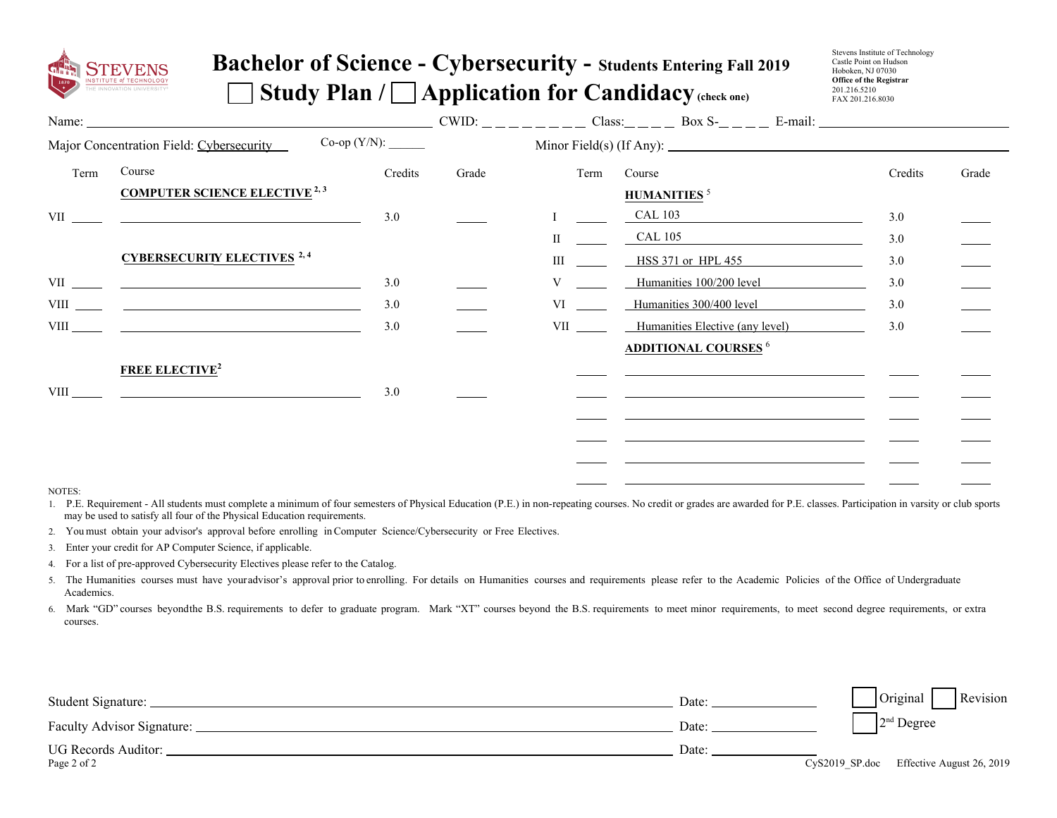# Bachelor of Science - Cybersecurity - Students Entering Fall 2019

☐ Study Plan / ☐ Application for Candidacy (check one)

Stevens Institute of Technology
Castle Point on Hudson
Hoboken, NJ 07030
**Office of the Registrar**
201.216.5210
FAX 201.216.8030

Name: ______________________ CWID: _ _ _ _ _ _ _ _ Class:_ _ _ _ Box S-_ _ _ _ E-mail: ______________________

Major Concentration Field: Cybersecurity    Co-op (Y/N): ______    Minor Field(s) (If Any): ______________________

| Term | Course | Credits | Grade |
|---|---|---|---|
| | **COMPUTER SCIENCE ELECTIVE** [2, 3] | | |
| VII ____ | | 3.0 | ____ |
| | **CYBERSECURITY ELECTIVES** [2, 4] | | |
| VII ____ | | 3.0 | ____ |
| VIII ____ | | 3.0 | ____ |
| VIII ____ | | 3.0 | ____ |
| | **FREE ELECTIVE** [2] | | |
| VIII ____ | | 3.0 | ____ |

| Term | Course | Credits | Grade |
|---|---|---|---|
| | **HUMANITIES** [5] | | |
| I ____ | CAL 103 | 3.0 | ____ |
| II ____ | CAL 105 | 3.0 | ____ |
| III ____ | HSS 371 or HPL 455 | 3.0 | ____ |
| V ____ | Humanities 100/200 level | 3.0 | ____ |
| VI ____ | Humanities 300/400 level | 3.0 | ____ |
| VII ____ | Humanities Elective (any level) | 3.0 | ____ |
| | **ADDITIONAL COURSES** [6] | | |
| ____ | | ____ | ____ |
| ____ | | ____ | ____ |
| ____ | | ____ | ____ |
| ____ | | ____ | ____ |
| ____ | | ____ | ____ |
| ____ | | ____ | ____ |

NOTES:

1. P.E. Requirement - All students must complete a minimum of four semesters of Physical Education (P.E.) in non-repeating courses. No credit or grades are awarded for P.E. classes. Participation in varsity or club sports may be used to satisfy all four of the Physical Education requirements.
2. You must obtain your advisor's approval before enrolling in Computer Science/Cybersecurity or Free Electives.
3. Enter your credit for AP Computer Science, if applicable.
4. For a list of pre-approved Cybersecurity Electives please refer to the Catalog.
5. The Humanities courses must have your advisor's approval prior to enrolling. For details on Humanities courses and requirements please refer to the Academic Policies of the Office of Undergraduate Academics.
6. Mark "GD" courses beyond the B.S. requirements to defer to graduate program. Mark "XT" courses beyond the B.S. requirements to meet minor requirements, to meet second degree requirements, or extra courses.

Student Signature: ______________________ Date: __________

Faculty Advisor Signature: ______________________ Date: __________

UG Records Auditor: ______________________ Date: __________

☐ Original ☐ Revision

☐ 2nd Degree

CyS2019_SP.doc Effective August 26, 2019